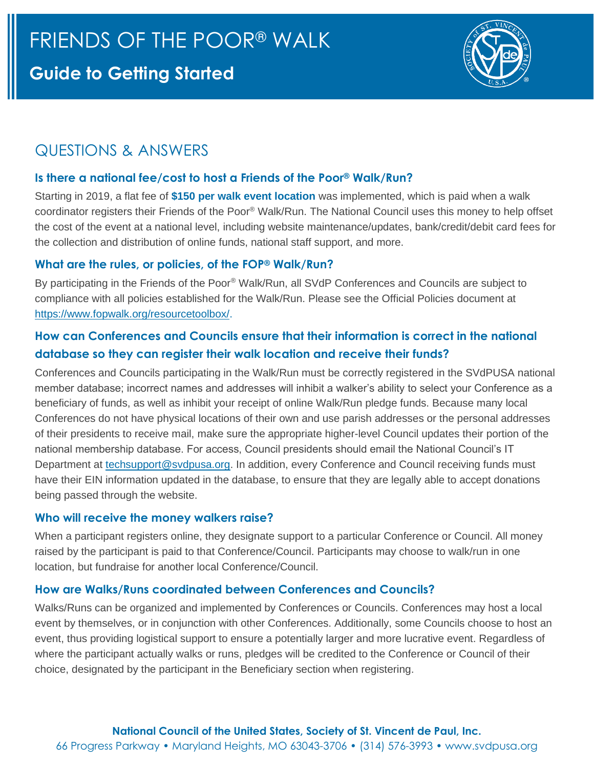# FRIENDS OF THE POOR® WALK

## Guide to Getting Started

## QUESTIONS & ANSWERS

### Is there a national fee/cost to host a Friends of the Poor® Walk/Run?

Starting in 2019, a flat fee of **$150 per walk event location** was implemented, which is paid when a walk coordinator registers their Friends of the Poor® Walk/Run. The National Council uses this money to help offset the cost of the event at a national level, including website maintenance/updates, bank/credit/debit card fees for the collection and distribution of online funds, national staff support, and more.

### What are the rules, or policies, of the FOP® Walk/Run?

By participating in the Friends of the Poor® Walk/Run, all SVdP Conferences and Councils are subject to compliance with all policies established for the Walk/Run. Please see the Official Policies document at https://www.fopwalk.org/resourcetoolbox/.

### How can Conferences and Councils ensure that their information is correct in the national database so they can register their walk location and receive their funds?

Conferences and Councils participating in the Walk/Run must be correctly registered in the SVdPUSA national member database; incorrect names and addresses will inhibit a walker's ability to select your Conference as a beneficiary of funds, as well as inhibit your receipt of online Walk/Run pledge funds. Because many local Conferences do not have physical locations of their own and use parish addresses or the personal addresses of their presidents to receive mail, make sure the appropriate higher-level Council updates their portion of the national membership database. For access, Council presidents should email the National Council's IT Department at techsupport@svdpusa.org. In addition, every Conference and Council receiving funds must have their EIN information updated in the database, to ensure that they are legally able to accept donations being passed through the website.

### Who will receive the money walkers raise?

When a participant registers online, they designate support to a particular Conference or Council. All money raised by the participant is paid to that Conference/Council. Participants may choose to walk/run in one location, but fundraise for another local Conference/Council.

### How are Walks/Runs coordinated between Conferences and Councils?

Walks/Runs can be organized and implemented by Conferences or Councils. Conferences may host a local event by themselves, or in conjunction with other Conferences. Additionally, some Councils choose to host an event, thus providing logistical support to ensure a potentially larger and more lucrative event. Regardless of where the participant actually walks or runs, pledges will be credited to the Conference or Council of their choice, designated by the participant in the Beneficiary section when registering.

**National Council of the United States, Society of St. Vincent de Paul, Inc.**
66 Progress Parkway • Maryland Heights, MO 63043-3706 • (314) 576-3993 • www.svdpusa.org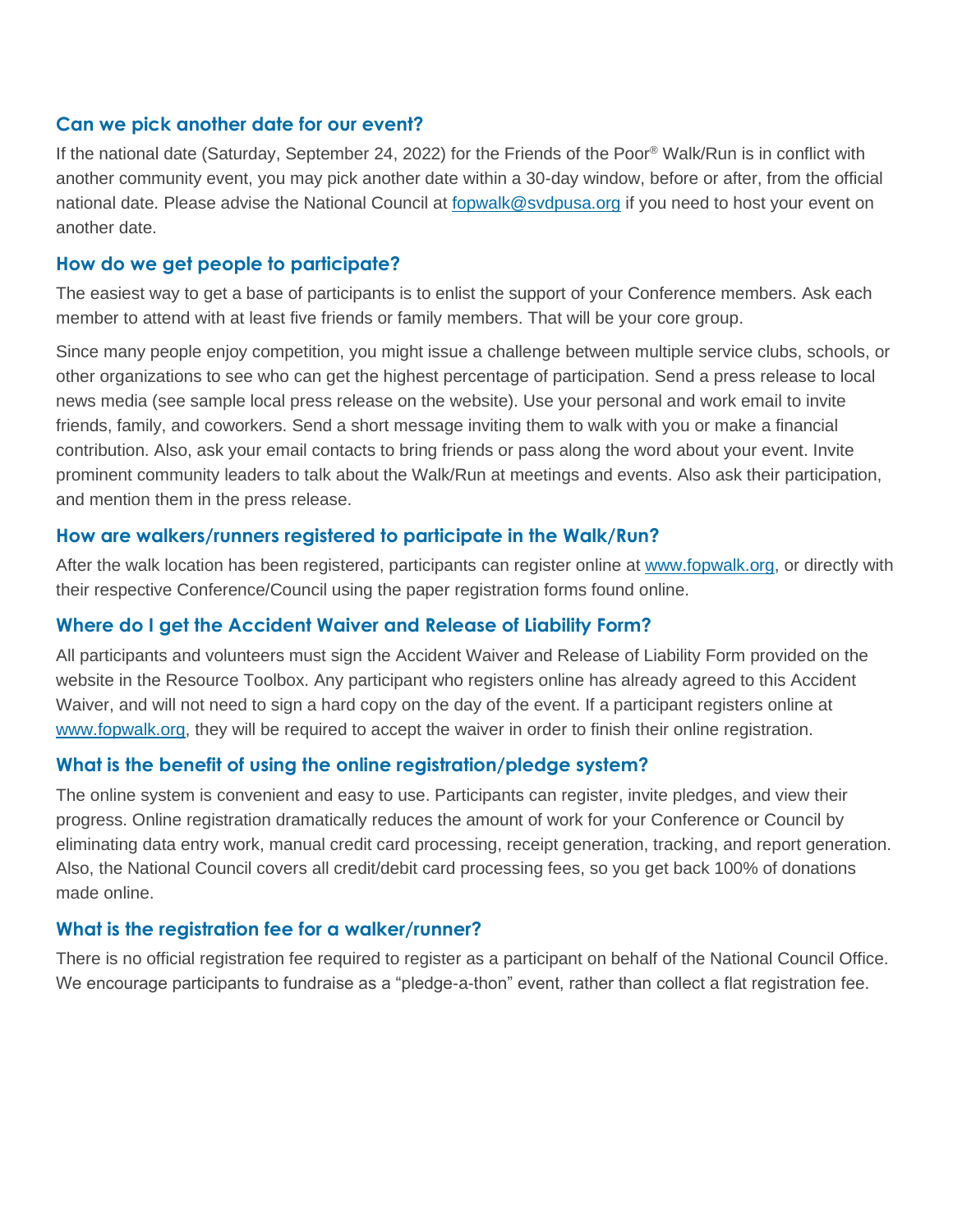### Can we pick another date for our event?

If the national date (Saturday, September 24, 2022) for the Friends of the Poor® Walk/Run is in conflict with another community event, you may pick another date within a 30-day window, before or after, from the official national date. Please advise the National Council at [fopwalk@svdpusa.org](mailto:fopwalk@svdpusa.org) if you need to host your event on another date.

### How do we get people to participate?

The easiest way to get a base of participants is to enlist the support of your Conference members. Ask each member to attend with at least five friends or family members. That will be your core group.

Since many people enjoy competition, you might issue a challenge between multiple service clubs, schools, or other organizations to see who can get the highest percentage of participation. Send a press release to local news media (see sample local press release on the website). Use your personal and work email to invite friends, family, and coworkers. Send a short message inviting them to walk with you or make a financial contribution. Also, ask your email contacts to bring friends or pass along the word about your event. Invite prominent community leaders to talk about the Walk/Run at meetings and events. Also ask their participation, and mention them in the press release.

### How are walkers/runners registered to participate in the Walk/Run?

After the walk location has been registered, participants can register online at [www.fopwalk.org](http://www.fopwalk.org), or directly with their respective Conference/Council using the paper registration forms found online.

### Where do I get the Accident Waiver and Release of Liability Form?

All participants and volunteers must sign the Accident Waiver and Release of Liability Form provided on the website in the Resource Toolbox. Any participant who registers online has already agreed to this Accident Waiver, and will not need to sign a hard copy on the day of the event. If a participant registers online at [www.fopwalk.org](http://www.fopwalk.org), they will be required to accept the waiver in order to finish their online registration.

### What is the benefit of using the online registration/pledge system?

The online system is convenient and easy to use. Participants can register, invite pledges, and view their progress. Online registration dramatically reduces the amount of work for your Conference or Council by eliminating data entry work, manual credit card processing, receipt generation, tracking, and report generation. Also, the National Council covers all credit/debit card processing fees, so you get back 100% of donations made online.

### What is the registration fee for a walker/runner?

There is no official registration fee required to register as a participant on behalf of the National Council Office. We encourage participants to fundraise as a "pledge-a-thon" event, rather than collect a flat registration fee.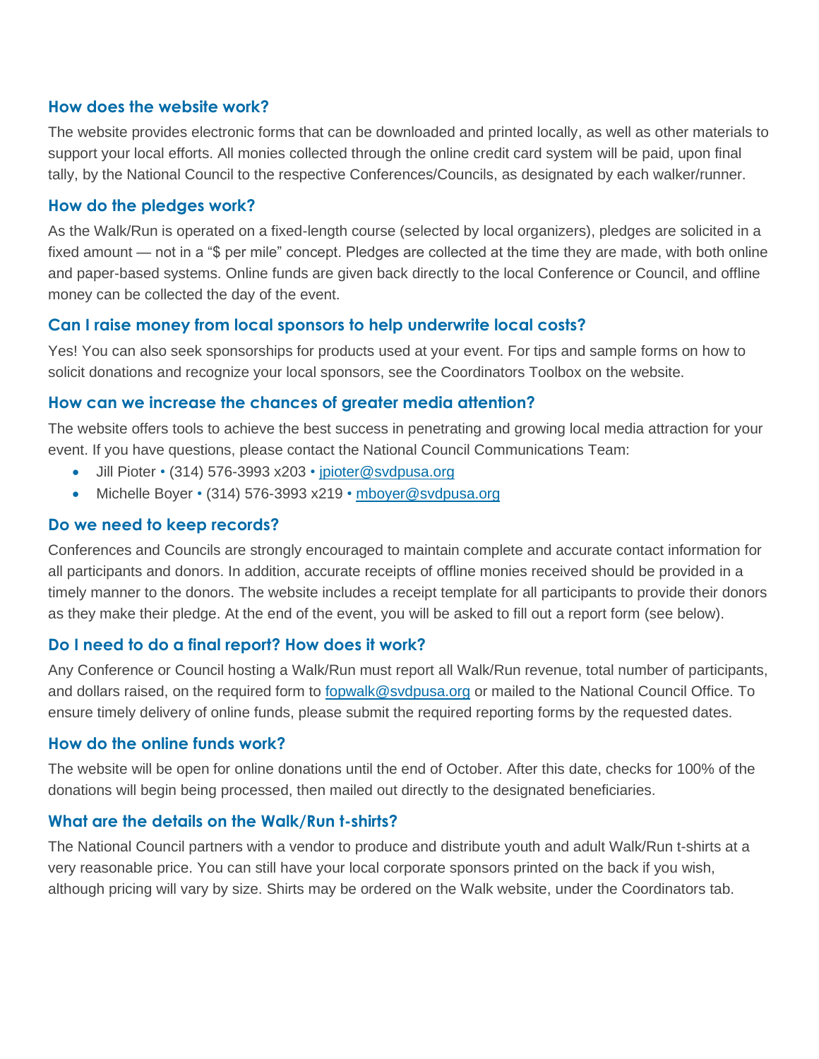### How does the website work?

The website provides electronic forms that can be downloaded and printed locally, as well as other materials to support your local efforts. All monies collected through the online credit card system will be paid, upon final tally, by the National Council to the respective Conferences/Councils, as designated by each walker/runner.

### How do the pledges work?

As the Walk/Run is operated on a fixed-length course (selected by local organizers), pledges are solicited in a fixed amount — not in a "$ per mile" concept. Pledges are collected at the time they are made, with both online and paper-based systems. Online funds are given back directly to the local Conference or Council, and offline money can be collected the day of the event.

### Can I raise money from local sponsors to help underwrite local costs?

Yes! You can also seek sponsorships for products used at your event. For tips and sample forms on how to solicit donations and recognize your local sponsors, see the Coordinators Toolbox on the website.

### How can we increase the chances of greater media attention?

The website offers tools to achieve the best success in penetrating and growing local media attraction for your event. If you have questions, please contact the National Council Communications Team:

- Jill Pioter • (314) 576-3993 x203 • jpioter@svdpusa.org
- Michelle Boyer • (314) 576-3993 x219 • mboyer@svdpusa.org

### Do we need to keep records?

Conferences and Councils are strongly encouraged to maintain complete and accurate contact information for all participants and donors. In addition, accurate receipts of offline monies received should be provided in a timely manner to the donors. The website includes a receipt template for all participants to provide their donors as they make their pledge. At the end of the event, you will be asked to fill out a report form (see below).

### Do I need to do a final report? How does it work?

Any Conference or Council hosting a Walk/Run must report all Walk/Run revenue, total number of participants, and dollars raised, on the required form to fopwalk@svdpusa.org or mailed to the National Council Office. To ensure timely delivery of online funds, please submit the required reporting forms by the requested dates.

### How do the online funds work?

The website will be open for online donations until the end of October. After this date, checks for 100% of the donations will begin being processed, then mailed out directly to the designated beneficiaries.

### What are the details on the Walk/Run t-shirts?

The National Council partners with a vendor to produce and distribute youth and adult Walk/Run t-shirts at a very reasonable price. You can still have your local corporate sponsors printed on the back if you wish, although pricing will vary by size. Shirts may be ordered on the Walk website, under the Coordinators tab.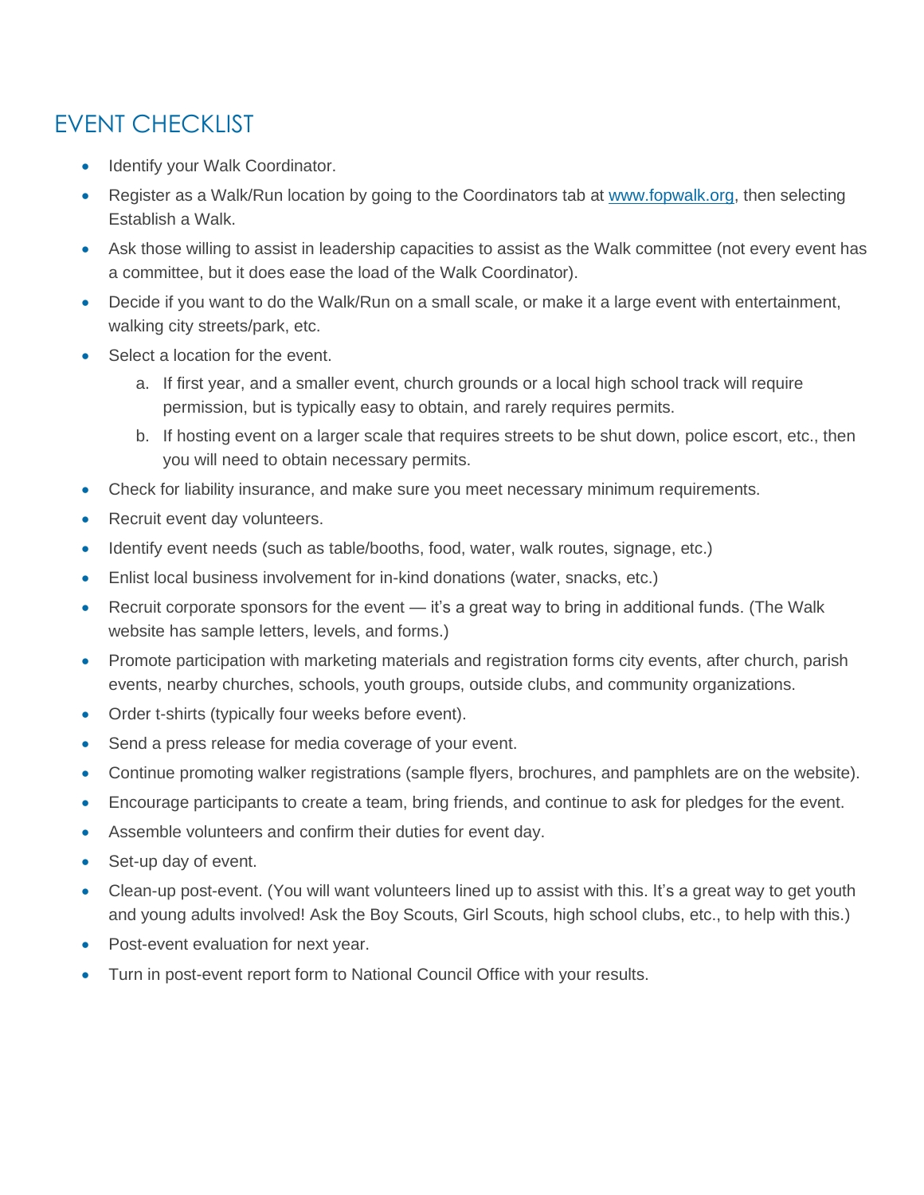## EVENT CHECKLIST

- Identify your Walk Coordinator.
- Register as a Walk/Run location by going to the Coordinators tab at [www.fopwalk.org](http://www.fopwalk.org), then selecting Establish a Walk.
- Ask those willing to assist in leadership capacities to assist as the Walk committee (not every event has a committee, but it does ease the load of the Walk Coordinator).
- Decide if you want to do the Walk/Run on a small scale, or make it a large event with entertainment, walking city streets/park, etc.
- Select a location for the event.
    a. If first year, and a smaller event, church grounds or a local high school track will require permission, but is typically easy to obtain, and rarely requires permits.
    b. If hosting event on a larger scale that requires streets to be shut down, police escort, etc., then you will need to obtain necessary permits.
- Check for liability insurance, and make sure you meet necessary minimum requirements.
- Recruit event day volunteers.
- Identify event needs (such as table/booths, food, water, walk routes, signage, etc.)
- Enlist local business involvement for in-kind donations (water, snacks, etc.)
- Recruit corporate sponsors for the event — it's a great way to bring in additional funds. (The Walk website has sample letters, levels, and forms.)
- Promote participation with marketing materials and registration forms city events, after church, parish events, nearby churches, schools, youth groups, outside clubs, and community organizations.
- Order t-shirts (typically four weeks before event).
- Send a press release for media coverage of your event.
- Continue promoting walker registrations (sample flyers, brochures, and pamphlets are on the website).
- Encourage participants to create a team, bring friends, and continue to ask for pledges for the event.
- Assemble volunteers and confirm their duties for event day.
- Set-up day of event.
- Clean-up post-event. (You will want volunteers lined up to assist with this. It's a great way to get youth and young adults involved! Ask the Boy Scouts, Girl Scouts, high school clubs, etc., to help with this.)
- Post-event evaluation for next year.
- Turn in post-event report form to National Council Office with your results.